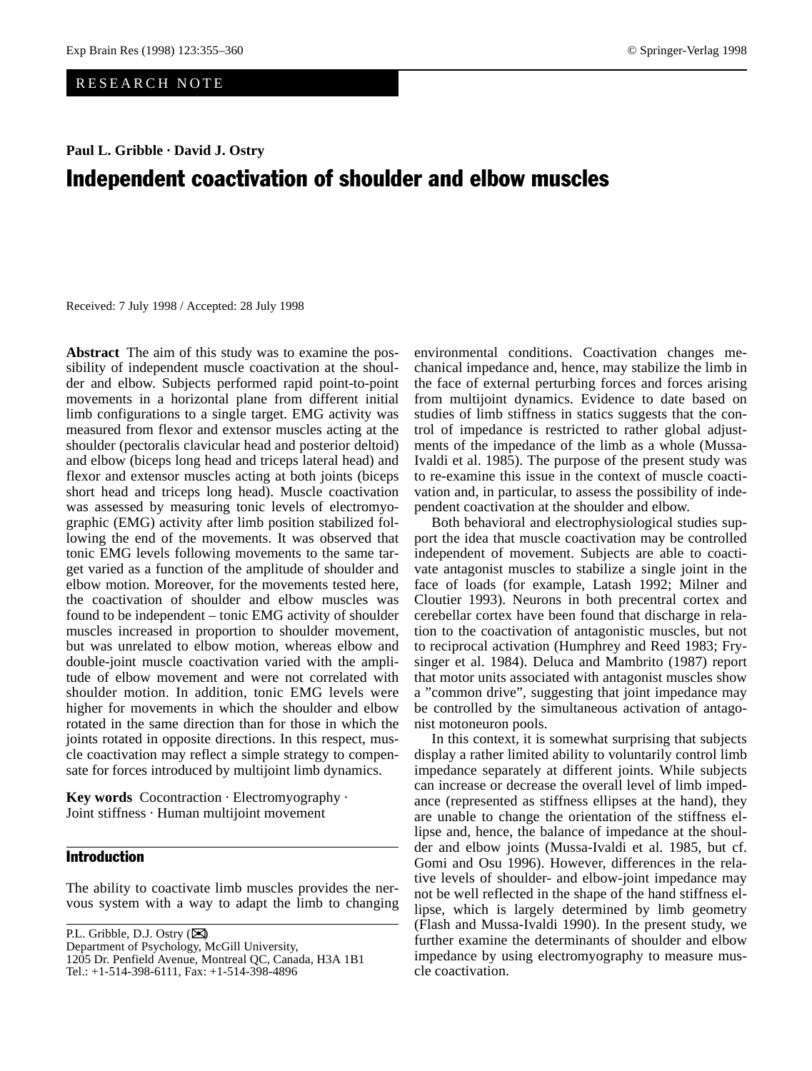RESEARCH NOTE

**Paul L. Gribble · David J. Ostry**

# Independent coactivation of shoulder and elbow muscles

Received: 7 July 1998 / Accepted: 28 July 1998

**Abstract** The aim of this study was to examine the possibility of independent muscle coactivation at the shoulder and elbow. Subjects performed rapid point-to-point movements in a horizontal plane from different initial limb configurations to a single target. EMG activity was measured from flexor and extensor muscles acting at the shoulder (pectoralis clavicular head and posterior deltoid) and elbow (biceps long head and triceps lateral head) and flexor and extensor muscles acting at both joints (biceps short head and triceps long head). Muscle coactivation was assessed by measuring tonic levels of electromyographic (EMG) activity after limb position stabilized following the end of the movements. It was observed that tonic EMG levels following movements to the same target varied as a function of the amplitude of shoulder and elbow motion. Moreover, for the movements tested here, the coactivation of shoulder and elbow muscles was found to be independent – tonic EMG activity of shoulder muscles increased in proportion to shoulder movement, but was unrelated to elbow motion, whereas elbow and double-joint muscle coactivation varied with the amplitude of elbow movement and were not correlated with shoulder motion. In addition, tonic EMG levels were higher for movements in which the shoulder and elbow rotated in the same direction than for those in which the joints rotated in opposite directions. In this respect, muscle coactivation may reflect a simple strategy to compensate for forces introduced by multijoint limb dynamics.

**Key words** Cocontraction · Electromyography · Joint stiffness · Human multijoint movement

## Introduction

The ability to coactivate limb muscles provides the nervous system with a way to adapt the limb to changing environmental conditions. Coactivation changes mechanical impedance and, hence, may stabilize the limb in the face of external perturbing forces and forces arising from multijoint dynamics. Evidence to date based on studies of limb stiffness in statics suggests that the control of impedance is restricted to rather global adjustments of the impedance of the limb as a whole (Mussa-Ivaldi et al. 1985). The purpose of the present study was to re-examine this issue in the context of muscle coactivation and, in particular, to assess the possibility of independent coactivation at the shoulder and elbow.

Both behavioral and electrophysiological studies support the idea that muscle coactivation may be controlled independent of movement. Subjects are able to coactivate antagonist muscles to stabilize a single joint in the face of loads (for example, Latash 1992; Milner and Cloutier 1993). Neurons in both precentral cortex and cerebellar cortex have been found that discharge in relation to the coactivation of antagonistic muscles, but not to reciprocal activation (Humphrey and Reed 1983; Frysinger et al. 1984). Deluca and Mambrito (1987) report that motor units associated with antagonist muscles show a "common drive", suggesting that joint impedance may be controlled by the simultaneous activation of antagonist motoneuron pools.

In this context, it is somewhat surprising that subjects display a rather limited ability to voluntarily control limb impedance separately at different joints. While subjects can increase or decrease the overall level of limb impedance (represented as stiffness ellipses at the hand), they are unable to change the orientation of the stiffness ellipse and, hence, the balance of impedance at the shoulder and elbow joints (Mussa-Ivaldi et al. 1985, but cf. Gomi and Osu 1996). However, differences in the relative levels of shoulder- and elbow-joint impedance may not be well reflected in the shape of the hand stiffness ellipse, which is largely determined by limb geometry (Flash and Mussa-Ivaldi 1990). In the present study, we further examine the determinants of shoulder and elbow impedance by using electromyography to measure muscle coactivation.

P.L. Gribble, D.J. Ostry (✉)
Department of Psychology, McGill University,
1205 Dr. Penfield Avenue, Montreal QC, Canada, H3A 1B1
Tel.: +1-514-398-6111, Fax: +1-514-398-4896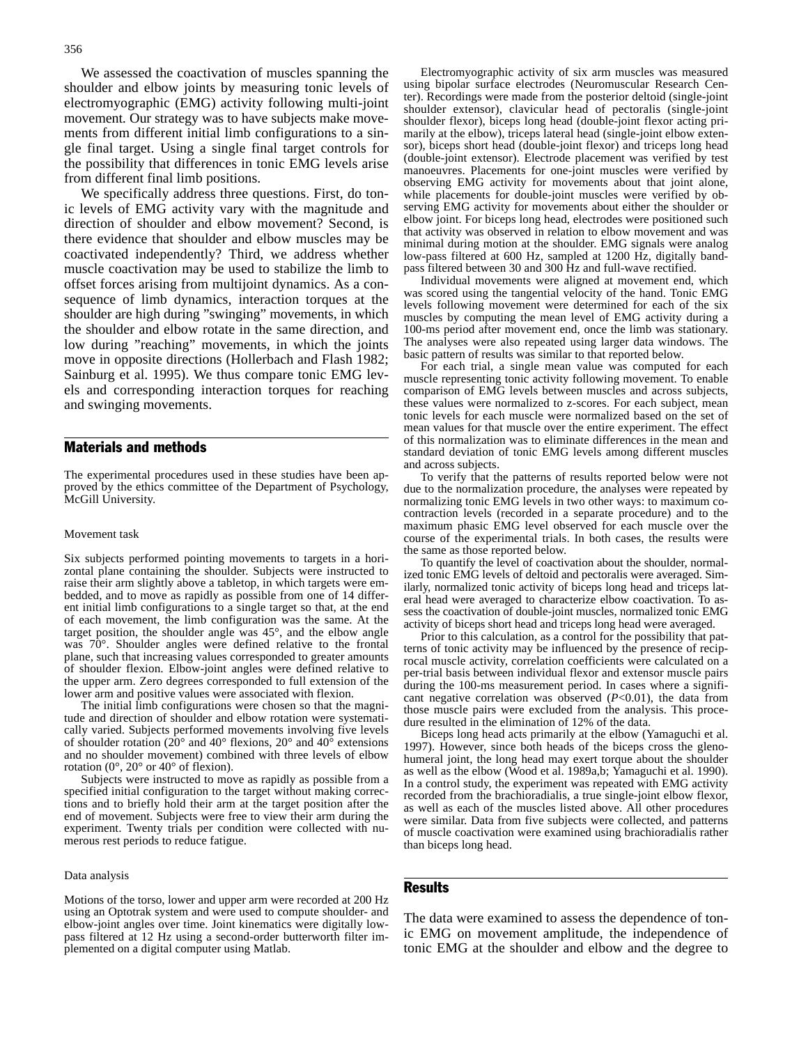We assessed the coactivation of muscles spanning the shoulder and elbow joints by measuring tonic levels of electromyographic (EMG) activity following multi-joint movement. Our strategy was to have subjects make movements from different initial limb configurations to a single final target. Using a single final target controls for the possibility that differences in tonic EMG levels arise from different final limb positions.

We specifically address three questions. First, do tonic levels of EMG activity vary with the magnitude and direction of shoulder and elbow movement? Second, is there evidence that shoulder and elbow muscles may be coactivated independently? Third, we address whether muscle coactivation may be used to stabilize the limb to offset forces arising from multijoint dynamics. As a consequence of limb dynamics, interaction torques at the shoulder are high during "swinging" movements, in which the shoulder and elbow rotate in the same direction, and low during "reaching" movements, in which the joints move in opposite directions (Hollerbach and Flash 1982; Sainburg et al. 1995). We thus compare tonic EMG levels and corresponding interaction torques for reaching and swinging movements.

## Materials and methods

The experimental procedures used in these studies have been approved by the ethics committee of the Department of Psychology, McGill University.

### Movement task

Six subjects performed pointing movements to targets in a horizontal plane containing the shoulder. Subjects were instructed to raise their arm slightly above a tabletop, in which targets were embedded, and to move as rapidly as possible from one of 14 different initial limb configurations to a single target so that, at the end of each movement, the limb configuration was the same. At the target position, the shoulder angle was 45°, and the elbow angle was 70°. Shoulder angles were defined relative to the frontal plane, such that increasing values corresponded to greater amounts of shoulder flexion. Elbow-joint angles were defined relative to the upper arm. Zero degrees corresponded to full extension of the lower arm and positive values were associated with flexion.

The initial limb configurations were chosen so that the magnitude and direction of shoulder and elbow rotation were systematically varied. Subjects performed movements involving five levels of shoulder rotation (20° and 40° flexions, 20° and 40° extensions and no shoulder movement) combined with three levels of elbow rotation (0°, 20° or 40° of flexion).

Subjects were instructed to move as rapidly as possible from a specified initial configuration to the target without making corrections and to briefly hold their arm at the target position after the end of movement. Subjects were free to view their arm during the experiment. Twenty trials per condition were collected with numerous rest periods to reduce fatigue.

### Data analysis

Motions of the torso, lower and upper arm were recorded at 200 Hz using an Optotrak system and were used to compute shoulder- and elbow-joint angles over time. Joint kinematics were digitally low-pass filtered at 12 Hz using a second-order butterworth filter implemented on a digital computer using Matlab.

Electromyographic activity of six arm muscles was measured using bipolar surface electrodes (Neuromuscular Research Center). Recordings were made from the posterior deltoid (single-joint shoulder extensor), clavicular head of pectoralis (single-joint shoulder flexor), biceps long head (double-joint flexor acting primarily at the elbow), triceps lateral head (single-joint elbow extensor), biceps short head (double-joint flexor) and triceps long head (double-joint extensor). Electrode placement was verified by test manoeuvres. Placements for one-joint muscles were verified by observing EMG activity for movements about that joint alone, while placements for double-joint muscles were verified by observing EMG activity for movements about either the shoulder or elbow joint. For biceps long head, electrodes were positioned such that activity was observed in relation to elbow movement and was minimal during motion at the shoulder. EMG signals were analog low-pass filtered at 600 Hz, sampled at 1200 Hz, digitally band-pass filtered between 30 and 300 Hz and full-wave rectified.

Individual movements were aligned at movement end, which was scored using the tangential velocity of the hand. Tonic EMG levels following movement were determined for each of the six muscles by computing the mean level of EMG activity during a 100-ms period after movement end, once the limb was stationary. The analyses were also repeated using larger data windows. The basic pattern of results was similar to that reported below.

For each trial, a single mean value was computed for each muscle representing tonic activity following movement. To enable comparison of EMG levels between muscles and across subjects, these values were normalized to z-scores. For each subject, mean tonic levels for each muscle were normalized based on the set of mean values for that muscle over the entire experiment. The effect of this normalization was to eliminate differences in the mean and standard deviation of tonic EMG levels among different muscles and across subjects.

To verify that the patterns of results reported below were not due to the normalization procedure, the analyses were repeated by normalizing tonic EMG levels in two other ways: to maximum cocontraction levels (recorded in a separate procedure) and to the maximum phasic EMG level observed for each muscle over the course of the experimental trials. In both cases, the results were the same as those reported below.

To quantify the level of coactivation about the shoulder, normalized tonic EMG levels of deltoid and pectoralis were averaged. Similarly, normalized tonic activity of biceps long head and triceps lateral head were averaged to characterize elbow coactivation. To assess the coactivation of double-joint muscles, normalized tonic EMG activity of biceps short head and triceps long head were averaged.

Prior to this calculation, as a control for the possibility that patterns of tonic activity may be influenced by the presence of reciprocal muscle activity, correlation coefficients were calculated on a per-trial basis between individual flexor and extensor muscle pairs during the 100-ms measurement period. In cases where a significant negative correlation was observed ($P<0.01$), the data from those muscle pairs were excluded from the analysis. This procedure resulted in the elimination of 12% of the data.

Biceps long head acts primarily at the elbow (Yamaguchi et al. 1997). However, since both heads of the biceps cross the glenohumeral joint, the long head may exert torque about the shoulder as well as the elbow (Wood et al. 1989a,b; Yamaguchi et al. 1990). In a control study, the experiment was repeated with EMG activity recorded from the brachioradialis, a true single-joint elbow flexor, as well as each of the muscles listed above. All other procedures were similar. Data from five subjects were collected, and patterns of muscle coactivation were examined using brachioradialis rather than biceps long head.

## Results

The data were examined to assess the dependence of tonic EMG on movement amplitude, the independence of tonic EMG at the shoulder and elbow and the degree to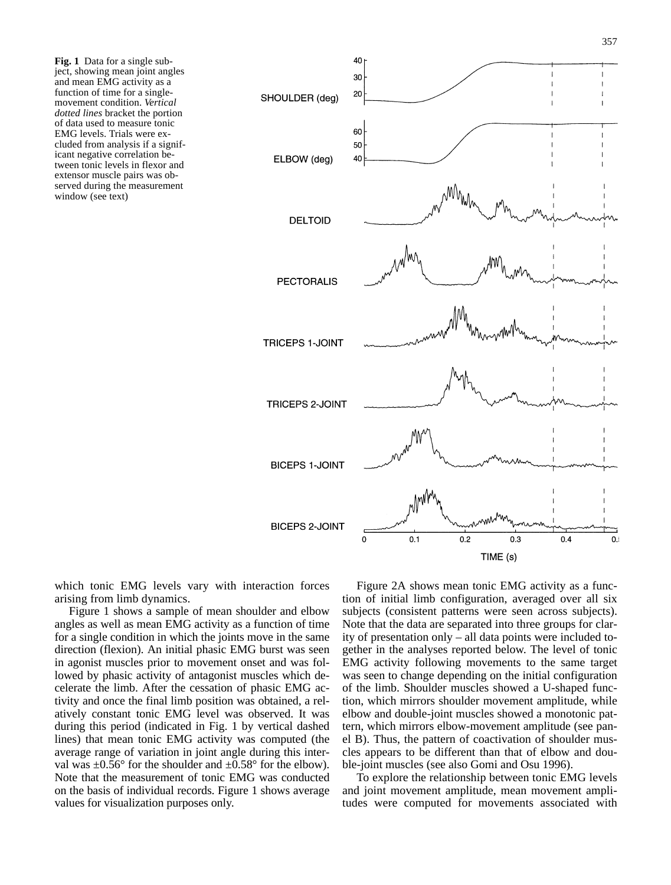**Fig. 1** Data for a single subject, showing mean joint angles and mean EMG activity as a function of time for a single-movement condition. *Vertical dotted lines* bracket the portion of data used to measure tonic EMG levels. Trials were excluded from analysis if a significant negative correlation between tonic levels in flexor and extensor muscle pairs was observed during the measurement window (see text)

which tonic EMG levels vary with interaction forces arising from limb dynamics.

Figure 1 shows a sample of mean shoulder and elbow angles as well as mean EMG activity as a function of time for a single condition in which the joints move in the same direction (flexion). An initial phasic EMG burst was seen in agonist muscles prior to movement onset and was followed by phasic activity of antagonist muscles which decelerate the limb. After the cessation of phasic EMG activity and once the final limb position was obtained, a relatively constant tonic EMG level was observed. It was during this period (indicated in Fig. 1 by vertical dashed lines) that mean tonic EMG activity was computed (the average range of variation in joint angle during this interval was ±0.56° for the shoulder and ±0.58° for the elbow). Note that the measurement of tonic EMG was conducted on the basis of individual records. Figure 1 shows average values for visualization purposes only.

Figure 2A shows mean tonic EMG activity as a function of initial limb configuration, averaged over all six subjects (consistent patterns were seen across subjects). Note that the data are separated into three groups for clarity of presentation only – all data points were included together in the analyses reported below. The level of tonic EMG activity following movements to the same target was seen to change depending on the initial configuration of the limb. Shoulder muscles showed a U-shaped function, which mirrors shoulder movement amplitude, while elbow and double-joint muscles showed a monotonic pattern, which mirrors elbow-movement amplitude (see panel B). Thus, the pattern of coactivation of shoulder muscles appears to be different than that of elbow and double-joint muscles (see also Gomi and Osu 1996).

To explore the relationship between tonic EMG levels and joint movement amplitude, mean movement amplitudes were computed for movements associated with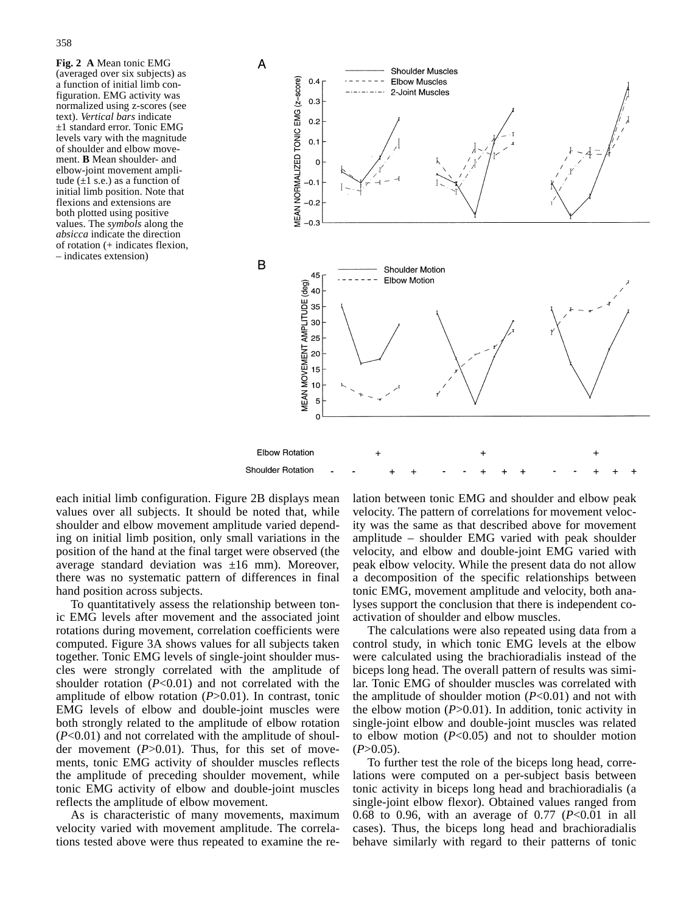**Fig. 2 A** Mean tonic EMG (averaged over six subjects) as a function of initial limb configuration. EMG activity was normalized using z-scores (see text). *Vertical bars* indicate ±1 standard error. Tonic EMG levels vary with the magnitude of shoulder and elbow movement. **B** Mean shoulder- and elbow-joint movement amplitude (±1 s.e.) as a function of initial limb position. Note that flexions and extensions are both plotted using positive values. The *symbols* along the *absicca* indicate the direction of rotation (+ indicates flexion, – indicates extension)

each initial limb configuration. Figure 2B displays mean values over all subjects. It should be noted that, while shoulder and elbow movement amplitude varied depending on initial limb position, only small variations in the position of the hand at the final target were observed (the average standard deviation was ±16 mm). Moreover, there was no systematic pattern of differences in final hand position across subjects.

To quantitatively assess the relationship between tonic EMG levels after movement and the associated joint rotations during movement, correlation coefficients were computed. Figure 3A shows values for all subjects taken together. Tonic EMG levels of single-joint shoulder muscles were strongly correlated with the amplitude of shoulder rotation ($P$<0.01) and not correlated with the amplitude of elbow rotation ($P$>0.01). In contrast, tonic EMG levels of elbow and double-joint muscles were both strongly related to the amplitude of elbow rotation ($P$<0.01) and not correlated with the amplitude of shoulder movement ($P$>0.01). Thus, for this set of movements, tonic EMG activity of shoulder muscles reflects the amplitude of preceding shoulder movement, while tonic EMG activity of elbow and double-joint muscles reflects the amplitude of elbow movement.

As is characteristic of many movements, maximum velocity varied with movement amplitude. The correlations tested above were thus repeated to examine the relation between tonic EMG and shoulder and elbow peak velocity. The pattern of correlations for movement velocity was the same as that described above for movement amplitude – shoulder EMG varied with peak shoulder velocity, and elbow and double-joint EMG varied with peak elbow velocity. While the present data do not allow a decomposition of the specific relationships between tonic EMG, movement amplitude and velocity, both analyses support the conclusion that there is independent coactivation of shoulder and elbow muscles.

The calculations were also repeated using data from a control study, in which tonic EMG levels at the elbow were calculated using the brachioradialis instead of the biceps long head. The overall pattern of results was similar. Tonic EMG of shoulder muscles was correlated with the amplitude of shoulder motion ($P$<0.01) and not with the elbow motion ($P$>0.01). In addition, tonic activity in single-joint elbow and double-joint muscles was related to elbow motion ($P$<0.05) and not to shoulder motion ($P$>0.05).

To further test the role of the biceps long head, correlations were computed on a per-subject basis between tonic activity in biceps long head and brachioradialis (a single-joint elbow flexor). Obtained values ranged from 0.68 to 0.96, with an average of 0.77 ($P$<0.01 in all cases). Thus, the biceps long head and brachioradialis behave similarly with regard to their patterns of tonic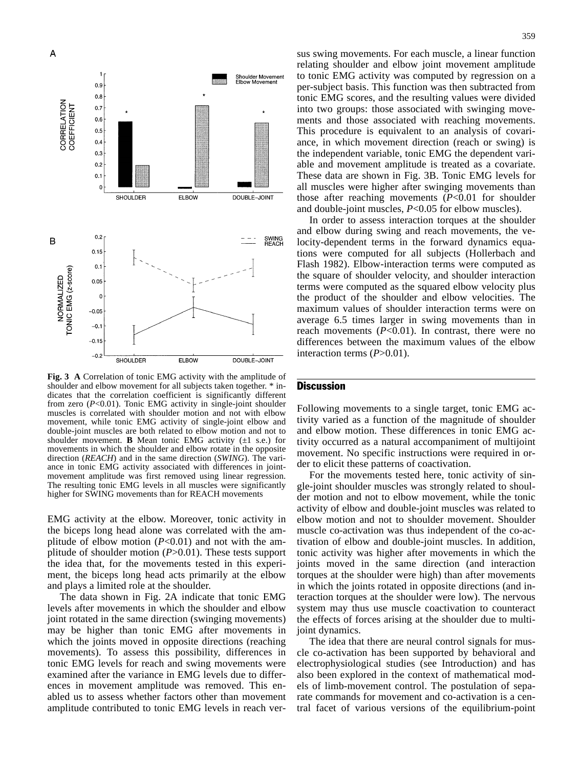**Fig. 3 A** Correlation of tonic EMG activity with the amplitude of shoulder and elbow movement for all subjects taken together. * indicates that the correlation coefficient is significantly different from zero ($P$<0.01). Tonic EMG activity in single-joint shoulder muscles is correlated with shoulder motion and not with elbow movement, while tonic EMG activity of single-joint elbow and double-joint muscles are both related to elbow motion and not to shoulder movement. **B** Mean tonic EMG activity (±1 s.e.) for movements in which the shoulder and elbow rotate in the opposite direction (*REACH*) and in the same direction (*SWING*). The variance in tonic EMG activity associated with differences in joint-movement amplitude was first removed using linear regression. The resulting tonic EMG levels in all muscles were significantly higher for SWING movements than for REACH movements

EMG activity at the elbow. Moreover, tonic activity in the biceps long head alone was correlated with the amplitude of elbow motion ($P$<0.01) and not with the amplitude of shoulder motion ($P$>0.01). These tests support the idea that, for the movements tested in this experiment, the biceps long head acts primarily at the elbow and plays a limited role at the shoulder.

The data shown in Fig. 2A indicate that tonic EMG levels after movements in which the shoulder and elbow joint rotated in the same direction (swinging movements) may be higher than tonic EMG after movements in which the joints moved in opposite directions (reaching movements). To assess this possibility, differences in tonic EMG levels for reach and swing movements were examined after the variance in EMG levels due to differences in movement amplitude was removed. This enabled us to assess whether factors other than movement amplitude contributed to tonic EMG levels in reach versus swing movements. For each muscle, a linear function relating shoulder and elbow joint movement amplitude to tonic EMG activity was computed by regression on a per-subject basis. This function was then subtracted from tonic EMG scores, and the resulting values were divided into two groups: those associated with swinging movements and those associated with reaching movements. This procedure is equivalent to an analysis of covariance, in which movement direction (reach or swing) is the independent variable, tonic EMG the dependent variable and movement amplitude is treated as a covariate. These data are shown in Fig. 3B. Tonic EMG levels for all muscles were higher after swinging movements than those after reaching movements ($P$<0.01 for shoulder and double-joint muscles, $P$<0.05 for elbow muscles).

In order to assess interaction torques at the shoulder and elbow during swing and reach movements, the velocity-dependent terms in the forward dynamics equations were computed for all subjects (Hollerbach and Flash 1982). Elbow-interaction terms were computed as the square of shoulder velocity, and shoulder interaction terms were computed as the squared elbow velocity plus the product of the shoulder and elbow velocities. The maximum values of shoulder interaction terms were on average 6.5 times larger in swing movements than in reach movements ($P$<0.01). In contrast, there were no differences between the maximum values of the elbow interaction terms ($P$>0.01).

## Discussion

Following movements to a single target, tonic EMG activity varied as a function of the magnitude of shoulder and elbow motion. These differences in tonic EMG activity occurred as a natural accompaniment of multijoint movement. No specific instructions were required in order to elicit these patterns of coactivation.

For the movements tested here, tonic activity of single-joint shoulder muscles was strongly related to shoulder motion and not to elbow movement, while the tonic activity of elbow and double-joint muscles was related to elbow motion and not to shoulder movement. Shoulder muscle co-activation was thus independent of the co-activation of elbow and double-joint muscles. In addition, tonic activity was higher after movements in which the joints moved in the same direction (and interaction torques at the shoulder were high) than after movements in which the joints rotated in opposite directions (and interaction torques at the shoulder were low). The nervous system may thus use muscle coactivation to counteract the effects of forces arising at the shoulder due to multijoint dynamics.

The idea that there are neural control signals for muscle co-activation has been supported by behavioral and electrophysiological studies (see Introduction) and has also been explored in the context of mathematical models of limb-movement control. The postulation of separate commands for movement and co-activation is a central facet of various versions of the equilibrium-point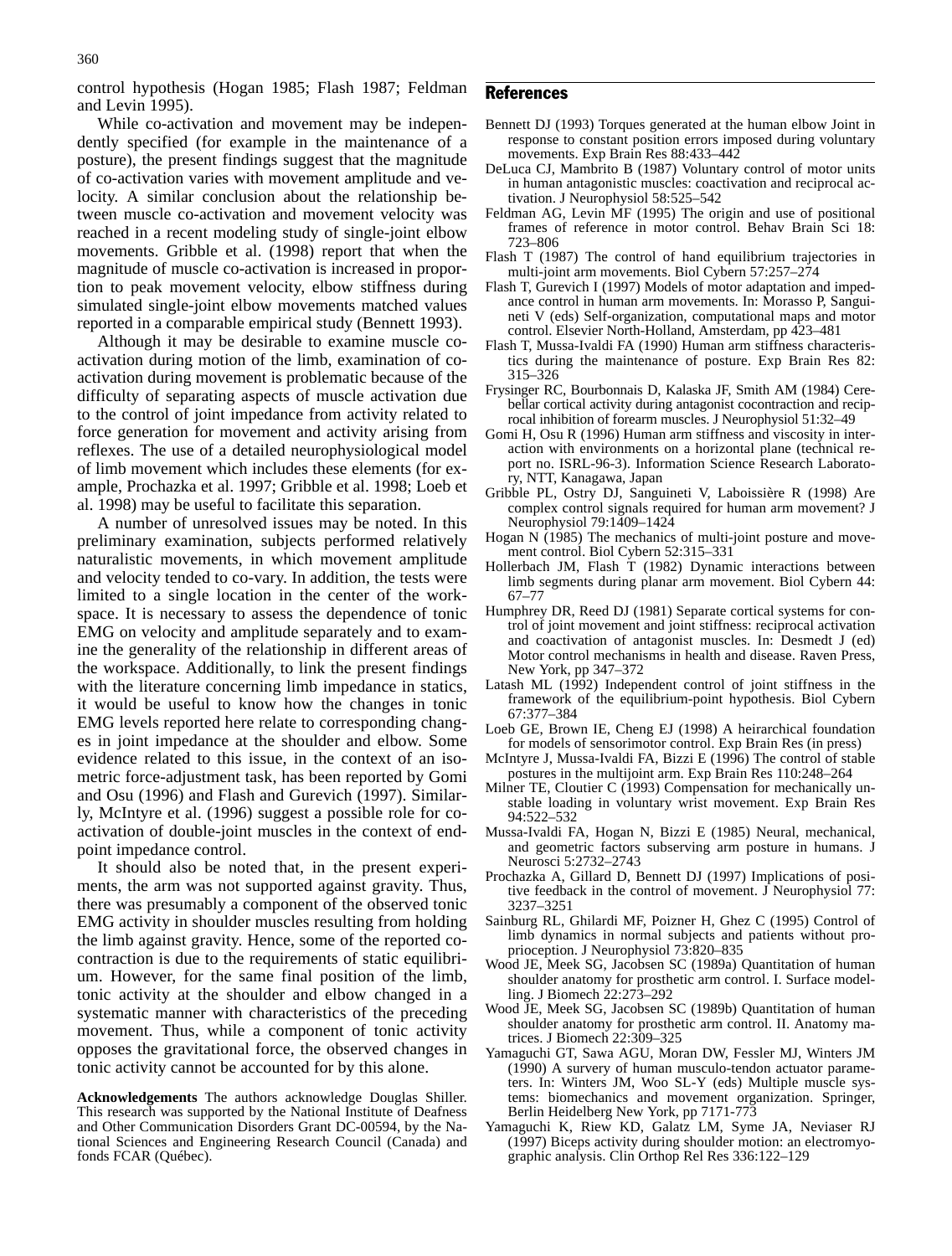control hypothesis (Hogan 1985; Flash 1987; Feldman and Levin 1995).

While co-activation and movement may be independently specified (for example in the maintenance of a posture), the present findings suggest that the magnitude of co-activation varies with movement amplitude and velocity. A similar conclusion about the relationship between muscle co-activation and movement velocity was reached in a recent modeling study of single-joint elbow movements. Gribble et al. (1998) report that when the magnitude of muscle co-activation is increased in proportion to peak movement velocity, elbow stiffness during simulated single-joint elbow movements matched values reported in a comparable empirical study (Bennett 1993).

Although it may be desirable to examine muscle co-activation during motion of the limb, examination of co-activation during movement is problematic because of the difficulty of separating aspects of muscle activation due to the control of joint impedance from activity related to force generation for movement and activity arising from reflexes. The use of a detailed neurophysiological model of limb movement which includes these elements (for example, Prochazka et al. 1997; Gribble et al. 1998; Loeb et al. 1998) may be useful to facilitate this separation.

A number of unresolved issues may be noted. In this preliminary examination, subjects performed relatively naturalistic movements, in which movement amplitude and velocity tended to co-vary. In addition, the tests were limited to a single location in the center of the workspace. It is necessary to assess the dependence of tonic EMG on velocity and amplitude separately and to examine the generality of the relationship in different areas of the workspace. Additionally, to link the present findings with the literature concerning limb impedance in statics, it would be useful to know how the changes in tonic EMG levels reported here relate to corresponding changes in joint impedance at the shoulder and elbow. Some evidence related to this issue, in the context of an isometric force-adjustment task, has been reported by Gomi and Osu (1996) and Flash and Gurevich (1997). Similarly, McIntyre et al. (1996) suggest a possible role for co-activation of double-joint muscles in the context of endpoint impedance control.

It should also be noted that, in the present experiments, the arm was not supported against gravity. Thus, there was presumably a component of the observed tonic EMG activity in shoulder muscles resulting from holding the limb against gravity. Hence, some of the reported co-contraction is due to the requirements of static equilibrium. However, for the same final position of the limb, tonic activity at the shoulder and elbow changed in a systematic manner with characteristics of the preceding movement. Thus, while a component of tonic activity opposes the gravitational force, the observed changes in tonic activity cannot be accounted for by this alone.

**Acknowledgements** The authors acknowledge Douglas Shiller. This research was supported by the National Institute of Deafness and Other Communication Disorders Grant DC-00594, by the National Sciences and Engineering Research Council (Canada) and fonds FCAR (Québec).

## References

Bennett DJ (1993) Torques generated at the human elbow Joint in response to constant position errors imposed during voluntary movements. Exp Brain Res 88:433–442

DeLuca CJ, Mambrito B (1987) Voluntary control of motor units in human antagonistic muscles: coactivation and reciprocal activation. J Neurophysiol 58:525–542

Feldman AG, Levin MF (1995) The origin and use of positional frames of reference in motor control. Behav Brain Sci 18: 723–806

Flash T (1987) The control of hand equilibrium trajectories in multi-joint arm movements. Biol Cybern 57:257–274

Flash T, Gurevich I (1997) Models of motor adaptation and impedance control in human arm movements. In: Morasso P, Sanguineti V (eds) Self-organization, computational maps and motor control. Elsevier North-Holland, Amsterdam, pp 423–481

Flash T, Mussa-Ivaldi FA (1990) Human arm stiffness characteristics during the maintenance of posture. Exp Brain Res 82: 315–326

Frysinger RC, Bourbonnais D, Kalaska JF, Smith AM (1984) Cerebellar cortical activity during antagonist cocontraction and reciprocal inhibition of forearm muscles. J Neurophysiol 51:32–49

Gomi H, Osu R (1996) Human arm stiffness and viscosity in interaction with environments on a horizontal plane (technical report no. ISRL-96-3). Information Science Research Laboratory, NTT, Kanagawa, Japan

Gribble PL, Ostry DJ, Sanguineti V, Laboissière R (1998) Are complex control signals required for human arm movement? J Neurophysiol 79:1409–1424

Hogan N (1985) The mechanics of multi-joint posture and movement control. Biol Cybern 52:315–331

Hollerbach JM, Flash T (1982) Dynamic interactions between limb segments during planar arm movement. Biol Cybern 44: 67–77

Humphrey DR, Reed DJ (1981) Separate cortical systems for control of joint movement and joint stiffness: reciprocal activation and coactivation of antagonist muscles. In: Desmedt J (ed) Motor control mechanisms in health and disease. Raven Press, New York, pp 347–372

Latash ML (1992) Independent control of joint stiffness in the framework of the equilibrium-point hypothesis. Biol Cybern 67:377–384

Loeb GE, Brown IE, Cheng EJ (1998) A heirarchical foundation for models of sensorimotor control. Exp Brain Res (in press)

McIntyre J, Mussa-Ivaldi FA, Bizzi E (1996) The control of stable postures in the multijoint arm. Exp Brain Res 110:248–264

Milner TE, Cloutier C (1993) Compensation for mechanically unstable loading in voluntary wrist movement. Exp Brain Res 94:522–532

Mussa-Ivaldi FA, Hogan N, Bizzi E (1985) Neural, mechanical, and geometric factors subserving arm posture in humans. J Neurosci 5:2732–2743

Prochazka A, Gillard D, Bennett DJ (1997) Implications of positive feedback in the control of movement. J Neurophysiol 77: 3237–3251

Sainburg RL, Ghilardi MF, Poizner H, Ghez C (1995) Control of limb dynamics in normal subjects and patients without proprioception. J Neurophysiol 73:820–835

Wood JE, Meek SG, Jacobsen SC (1989a) Quantitation of human shoulder anatomy for prosthetic arm control. I. Surface modelling. J Biomech 22:273–292

Wood JE, Meek SG, Jacobsen SC (1989b) Quantitation of human shoulder anatomy for prosthetic arm control. II. Anatomy matrices. J Biomech 22:309–325

Yamaguchi GT, Sawa AGU, Moran DW, Fessler MJ, Winters JM (1990) A survery of human musculo-tendon actuator parameters. In: Winters JM, Woo SL-Y (eds) Multiple muscle systems: biomechanics and movement organization. Springer, Berlin Heidelberg New York, pp 7171-773

Yamaguchi K, Riew KD, Galatz LM, Syme JA, Neviaser RJ (1997) Biceps activity during shoulder motion: an electromyographic analysis. Clin Orthop Rel Res 336:122–129